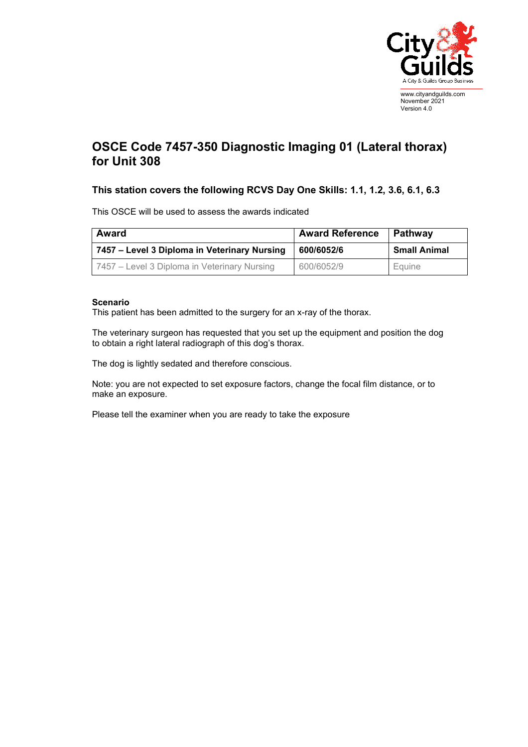www.cityandguilds.com
November 2021
Version 4.0

# OSCE Code 7457-350 Diagnostic Imaging 01 (Lateral thorax) for Unit 308

## This station covers the following RCVS Day One Skills: 1.1, 1.2, 3.6, 6.1, 6.3

This OSCE will be used to assess the awards indicated

| Award | Award Reference | Pathway |
|---|---|---|
| **7457 – Level 3 Diploma in Veterinary Nursing** | **600/6052/6** | **Small Animal** |
| 7457 – Level 3 Diploma in Veterinary Nursing | 600/6052/9 | Equine |

**Scenario**
This patient has been admitted to the surgery for an x-ray of the thorax.

The veterinary surgeon has requested that you set up the equipment and position the dog to obtain a right lateral radiograph of this dog's thorax.

The dog is lightly sedated and therefore conscious.

Note: you are not expected to set exposure factors, change the focal film distance, or to make an exposure.

Please tell the examiner when you are ready to take the exposure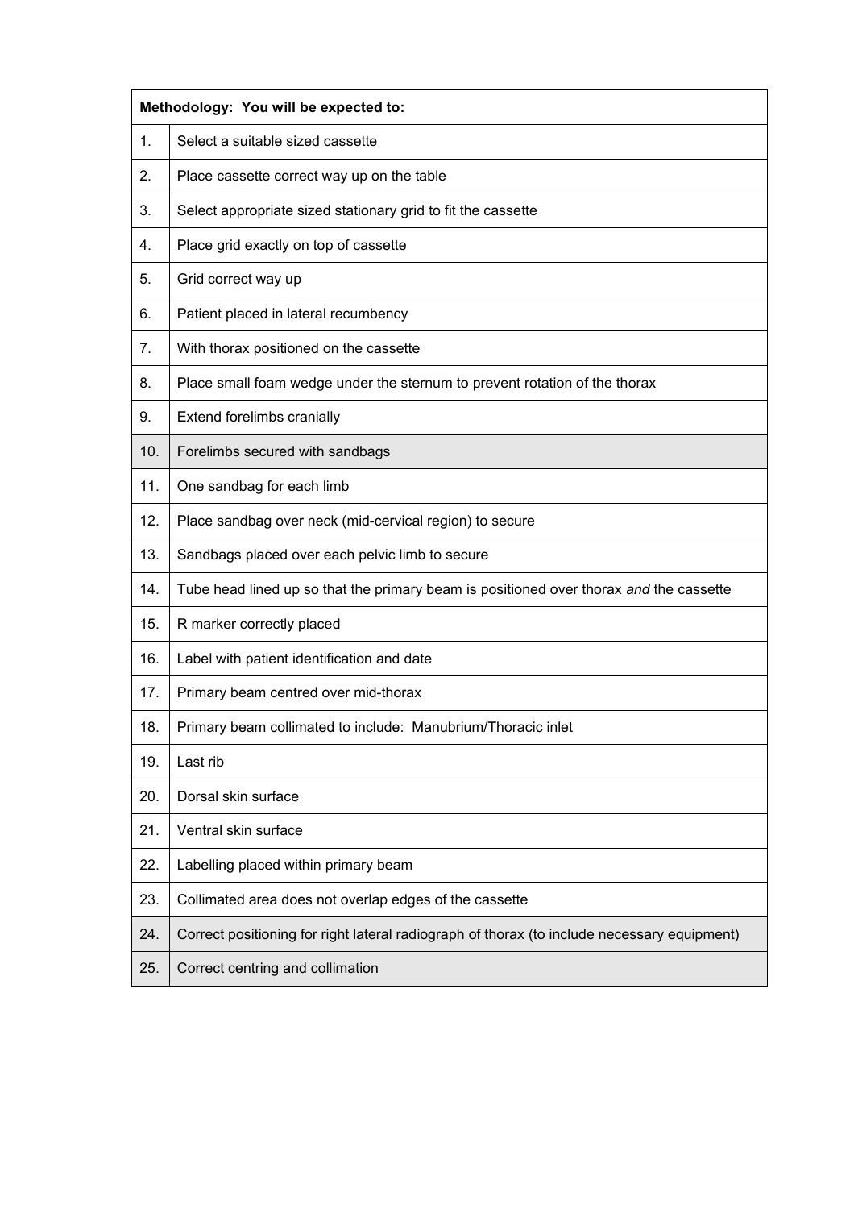| Methodology: You will be expected to: | |
|---|---|
| 1. | Select a suitable sized cassette |
| 2. | Place cassette correct way up on the table |
| 3. | Select appropriate sized stationary grid to fit the cassette |
| 4. | Place grid exactly on top of cassette |
| 5. | Grid correct way up |
| 6. | Patient placed in lateral recumbency |
| 7. | With thorax positioned on the cassette |
| 8. | Place small foam wedge under the sternum to prevent rotation of the thorax |
| 9. | Extend forelimbs cranially |
| 10. | Forelimbs secured with sandbags |
| 11. | One sandbag for each limb |
| 12. | Place sandbag over neck (mid-cervical region) to secure |
| 13. | Sandbags placed over each pelvic limb to secure |
| 14. | Tube head lined up so that the primary beam is positioned over thorax *and* the cassette |
| 15. | R marker correctly placed |
| 16. | Label with patient identification and date |
| 17. | Primary beam centred over mid-thorax |
| 18. | Primary beam collimated to include: Manubrium/Thoracic inlet |
| 19. | Last rib |
| 20. | Dorsal skin surface |
| 21. | Ventral skin surface |
| 22. | Labelling placed within primary beam |
| 23. | Collimated area does not overlap edges of the cassette |
| 24. | Correct positioning for right lateral radiograph of thorax (to include necessary equipment) |
| 25. | Correct centring and collimation |